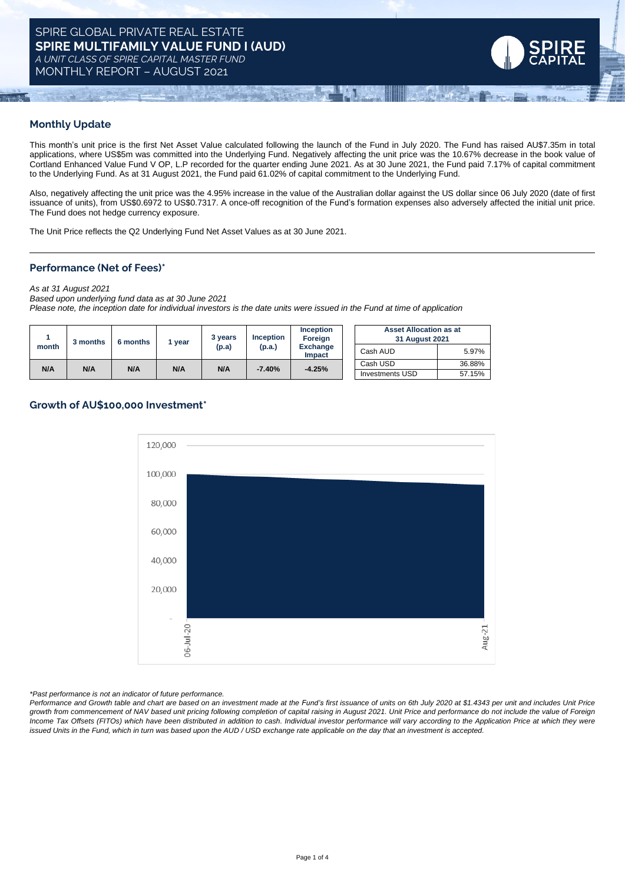# SPIRE GLOBAL PRIVATE REAL ESTATE

## **SPIRE MULTIFAMILY VALUE FUND I (AUD)**

*A UNIT CLASS OF SPIRE CAPITAL MASTER FUND*

MONTHLY REPORT – AUGUST 2021

## Monthly Update

This month's unit price is the first Net Asset Value calculated following the launch of the Fund in July 2020. The Fund has raised AU$7.35m in total applications, where US$5m was committed into the Underlying Fund. Negatively affecting the unit price was the 10.67% decrease in the book value of Cortland Enhanced Value Fund V OP, L.P recorded for the quarter ending June 2021. As at 30 June 2021, the Fund paid 7.17% of capital commitment to the Underlying Fund. As at 31 August 2021, the Fund paid 61.02% of capital commitment to the Underlying Fund.

Also, negatively affecting the unit price was the 4.95% increase in the value of the Australian dollar against the US dollar since 06 July 2020 (date of first issuance of units), from US$0.6972 to US$0.7317. A once-off recognition of the Fund's formation expenses also adversely affected the initial unit price. The Fund does not hedge currency exposure.

The Unit Price reflects the Q2 Underlying Fund Net Asset Values as at 30 June 2021.

## Performance (Net of Fees)*

*As at 31 August 2021*
*Based upon underlying fund data as at 30 June 2021*
*Please note, the inception date for individual investors is the date units were issued in the Fund at time of application*

| 1 month | 3 months | 6 months | 1 year | 3 years (p.a) | Inception (p.a.) | Inception Foreign Exchange Impact |
|---|---|---|---|---|---|---|
| N/A | N/A | N/A | N/A | N/A | -7.40% | -4.25% |

| Asset Allocation as at 31 August 2021 | |
|---|---|
| Cash AUD | 5.97% |
| Cash USD | 36.88% |
| Investments USD | 57.15% |

## Growth of AU$100,000 Investment*

*\*Past performance is not an indicator of future performance.*

*Performance and Growth table and chart are based on an investment made at the Fund's first issuance of units on 6th July 2020 at $1.4343 per unit and includes Unit Price growth from commencement of NAV based unit pricing following completion of capital raising in August 2021. Unit Price and performance do not include the value of Foreign Income Tax Offsets (FITOs) which have been distributed in addition to cash. Individual investor performance will vary according to the Application Price at which they were issued Units in the Fund, which in turn was based upon the AUD / USD exchange rate applicable on the day that an investment is accepted.*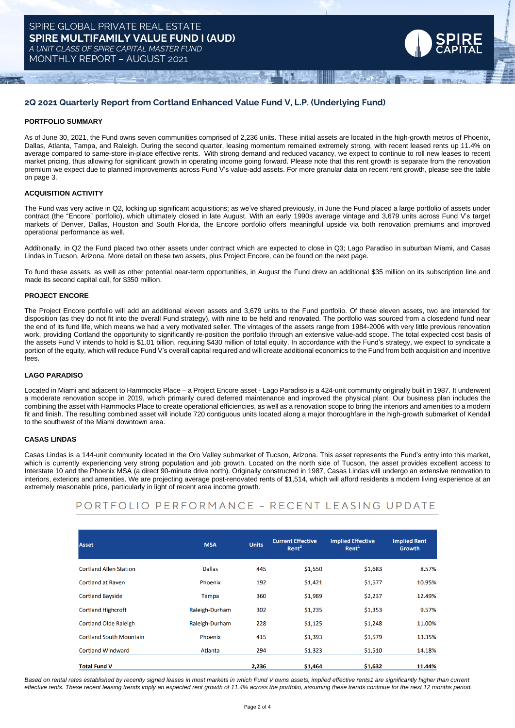# SPIRE GLOBAL PRIVATE REAL ESTATE

## SPIRE MULTIFAMILY VALUE FUND I (AUD)

*A UNIT CLASS OF SPIRE CAPITAL MASTER FUND*

MONTHLY REPORT – AUGUST 2021

## 2Q 2021 Quarterly Report from Cortland Enhanced Value Fund V, L.P. (Underlying Fund)

### PORTFOLIO SUMMARY

As of June 30, 2021, the Fund owns seven communities comprised of 2,236 units. These initial assets are located in the high-growth metros of Phoenix, Dallas, Atlanta, Tampa, and Raleigh. During the second quarter, leasing momentum remained extremely strong, with recent leased rents up 11.4% on average compared to same-store in-place effective rents. With strong demand and reduced vacancy, we expect to continue to roll new leases to recent market pricing, thus allowing for significant growth in operating income going forward. Please note that this rent growth is separate from the renovation premium we expect due to planned improvements across Fund V's value-add assets. For more granular data on recent rent growth, please see the table on page 3.

### ACQUISITION ACTIVITY

The Fund was very active in Q2, locking up significant acquisitions; as we've shared previously, in June the Fund placed a large portfolio of assets under contract (the "Encore" portfolio), which ultimately closed in late August. With an early 1990s average vintage and 3,679 units across Fund V's target markets of Denver, Dallas, Houston and South Florida, the Encore portfolio offers meaningful upside via both renovation premiums and improved operational performance as well.

Additionally, in Q2 the Fund placed two other assets under contract which are expected to close in Q3; Lago Paradiso in suburban Miami, and Casas Lindas in Tucson, Arizona. More detail on these two assets, plus Project Encore, can be found on the next page.

To fund these assets, as well as other potential near-term opportunities, in August the Fund drew an additional $35 million on its subscription line and made its second capital call, for $350 million.

### PROJECT ENCORE

The Project Encore portfolio will add an additional eleven assets and 3,679 units to the Fund portfolio. Of these eleven assets, two are intended for disposition (as they do not fit into the overall Fund strategy), with nine to be held and renovated. The portfolio was sourced from a closedend fund near the end of its fund life, which means we had a very motivated seller. The vintages of the assets range from 1984-2006 with very little previous renovation work, providing Cortland the opportunity to significantly re-position the portfolio through an extensive value-add scope. The total expected cost basis of the assets Fund V intends to hold is $1.01 billion, requiring $430 million of total equity. In accordance with the Fund's strategy, we expect to syndicate a portion of the equity, which will reduce Fund V's overall capital required and will create additional economics to the Fund from both acquisition and incentive fees.

### LAGO PARADISO

Located in Miami and adjacent to Hammocks Place – a Project Encore asset - Lago Paradiso is a 424-unit community originally built in 1987. It underwent a moderate renovation scope in 2019, which primarily cured deferred maintenance and improved the physical plant. Our business plan includes the combining the asset with Hammocks Place to create operational efficiencies, as well as a renovation scope to bring the interiors and amenities to a modern fit and finish. The resulting combined asset will include 720 contiguous units located along a major thoroughfare in the high-growth submarket of Kendall to the southwest of the Miami downtown area.

### CASAS LINDAS

Casas Lindas is a 144-unit community located in the Oro Valley submarket of Tucson, Arizona. This asset represents the Fund's entry into this market, which is currently experiencing very strong population and job growth. Located on the north side of Tucson, the asset provides excellent access to Interstate 10 and the Phoenix MSA (a direct 90-minute drive north). Originally constructed in 1987, Casas Lindas will undergo an extensive renovation to interiors, exteriors and amenities. We are projecting average post-renovated rents of $1,514, which will afford residents a modern living experience at an extremely reasonable price, particularly in light of recent area income growth.

## PORTFOLIO PERFORMANCE – RECENT LEASING UPDATE

| Asset | MSA | Units | Current Effective Rent[2] | Implied Effective Rent[1] | Implied Rent Growth |
|---|---|---|---|---|---|
| Cortland Allen Station | Dallas | 445 | $1,550 | $1,683 | 8.57% |
| Cortland at Raven | Phoenix | 192 | $1,421 | $1,577 | 10.95% |
| Cortland Bayside | Tampa | 360 | $1,989 | $2,237 | 12.49% |
| Cortland Highcroft | Raleigh-Durham | 302 | $1,235 | $1,353 | 9.57% |
| Cortland Olde Raleigh | Raleigh-Durham | 228 | $1,125 | $1,248 | 11.00% |
| Cortland South Mountain | Phoenix | 415 | $1,393 | $1,579 | 13.35% |
| Cortland Windward | Atlanta | 294 | $1,323 | $1,510 | 14.18% |
| **Total Fund V** | | **2,236** | **$1,464** | **$1,632** | **11.44%** |

*Based on rental rates established by recently signed leases in most markets in which Fund V owns assets, implied effective rents1 are significantly higher than current effective rents. These recent leasing trends imply an expected rent growth of 11.4% across the portfolio, assuming these trends continue for the next 12 months period.*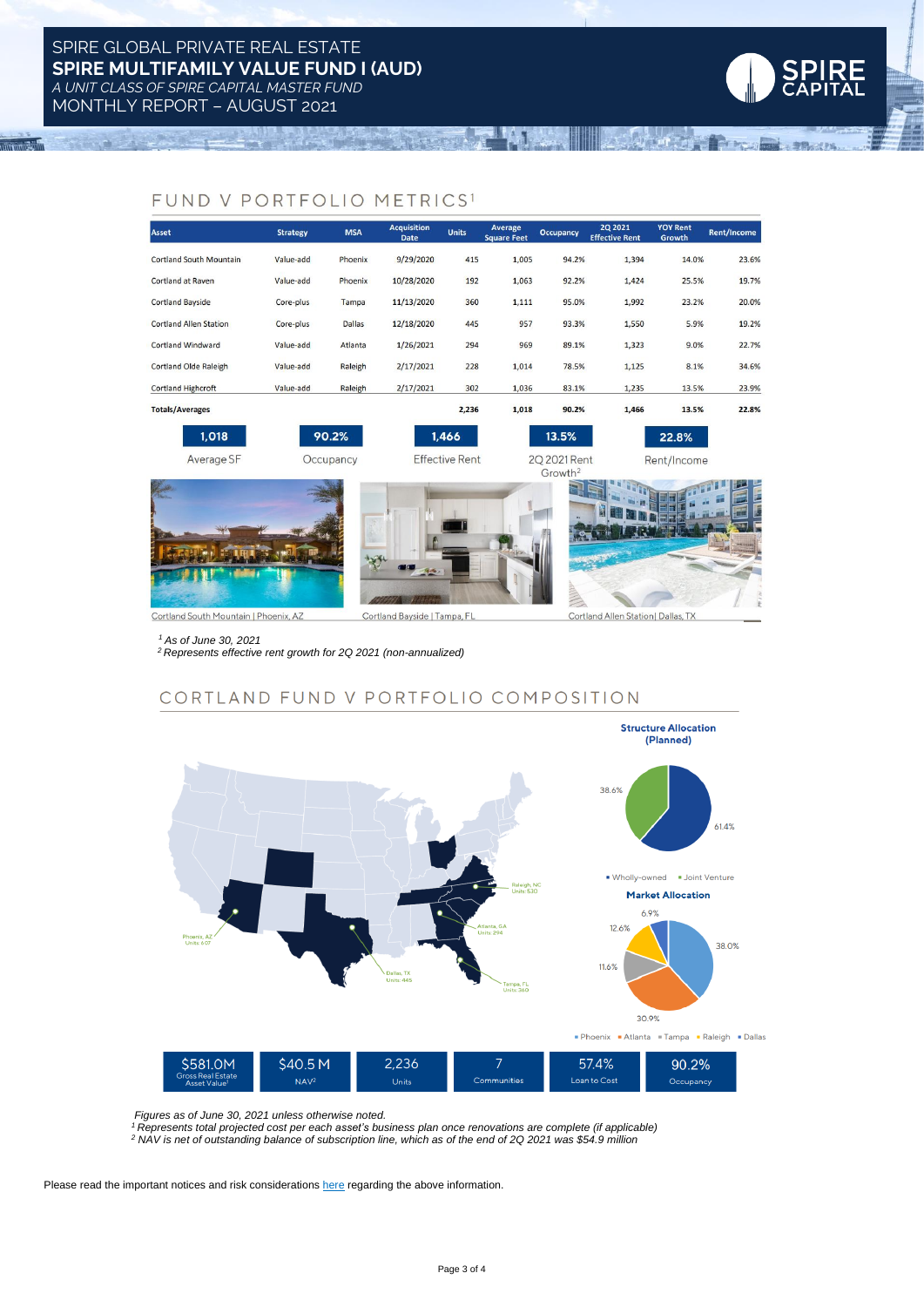# SPIRE GLOBAL PRIVATE REAL ESTATE

## SPIRE MULTIFAMILY VALUE FUND I (AUD)

*A UNIT CLASS OF SPIRE CAPITAL MASTER FUND*

MONTHLY REPORT – AUGUST 2021

## FUND V PORTFOLIO METRICS[1]

| Asset | Strategy | MSA | Acquisition Date | Units | Average Square Feet | Occupancy | 2Q 2021 Effective Rent | YOY Rent Growth | Rent/Income |
|---|---|---|---|---|---|---|---|---|---|
| Cortland South Mountain | Value-add | Phoenix | 9/29/2020 | 415 | 1,005 | 94.2% | 1,394 | 14.0% | 23.6% |
| Cortland at Raven | Value-add | Phoenix | 10/28/2020 | 192 | 1,063 | 92.2% | 1,424 | 25.5% | 19.7% |
| Cortland Bayside | Core-plus | Tampa | 11/13/2020 | 360 | 1,111 | 95.0% | 1,992 | 23.2% | 20.0% |
| Cortland Allen Station | Core-plus | Dallas | 12/18/2020 | 445 | 957 | 93.3% | 1,550 | 5.9% | 19.2% |
| Cortland Windward | Value-add | Atlanta | 1/26/2021 | 294 | 969 | 89.1% | 1,323 | 9.0% | 22.7% |
| Cortland Olde Raleigh | Value-add | Raleigh | 2/17/2021 | 228 | 1,014 | 78.5% | 1,125 | 8.1% | 34.6% |
| Cortland Highcroft | Value-add | Raleigh | 2/17/2021 | 302 | 1,036 | 83.1% | 1,235 | 13.5% | 23.9% |
| **Totals/Averages** | | | | **2,236** | **1,018** | **90.2%** | **1,466** | **13.5%** | **22.8%** |

**1,018** Average SF | **90.2%** Occupancy | **1,466** Effective Rent | **13.5%** 2Q 2021 Rent Growth[2] | **22.8%** Rent/Income

Cortland South Mountain | Phoenix, AZ

Cortland Bayside | Tampa, FL

Cortland Allen Station| Dallas, TX

*[1] As of June 30, 2021*
*[2] Represents effective rent growth for 2Q 2021 (non-annualized)*

## CORTLAND FUND V PORTFOLIO COMPOSITION

Phoenix, AZ Units: 607
Dallas, TX Units: 445
Atlanta, GA Units: 294
Tampa, FL Units: 360
Raleigh, NC Units: 530

**Structure Allocation (Planned)**

- Wholly-owned: 61.4%
- Joint Venture: 38.6%

**Market Allocation**

- Phoenix: 38.0%
- Atlanta: 12.6%
- Tampa: 11.6%
- Raleigh: 30.9%
- Dallas: 6.9%

| $581.0M | $40.5 M | 2,236 | 7 | 57.4% | 90.2% |
|---|---|---|---|---|---|
| Gross Real Estate Asset Value[1] | NAV[2] | Units | Communities | Loan to Cost | Occupancy |

*Figures as of June 30, 2021 unless otherwise noted.*
*[1] Represents total projected cost per each asset's business plan once renovations are complete (if applicable)*
*[2] NAV is net of outstanding balance of subscription line, which as of the end of 2Q 2021 was $54.9 million*

Please read the important notices and risk considerations here regarding the above information.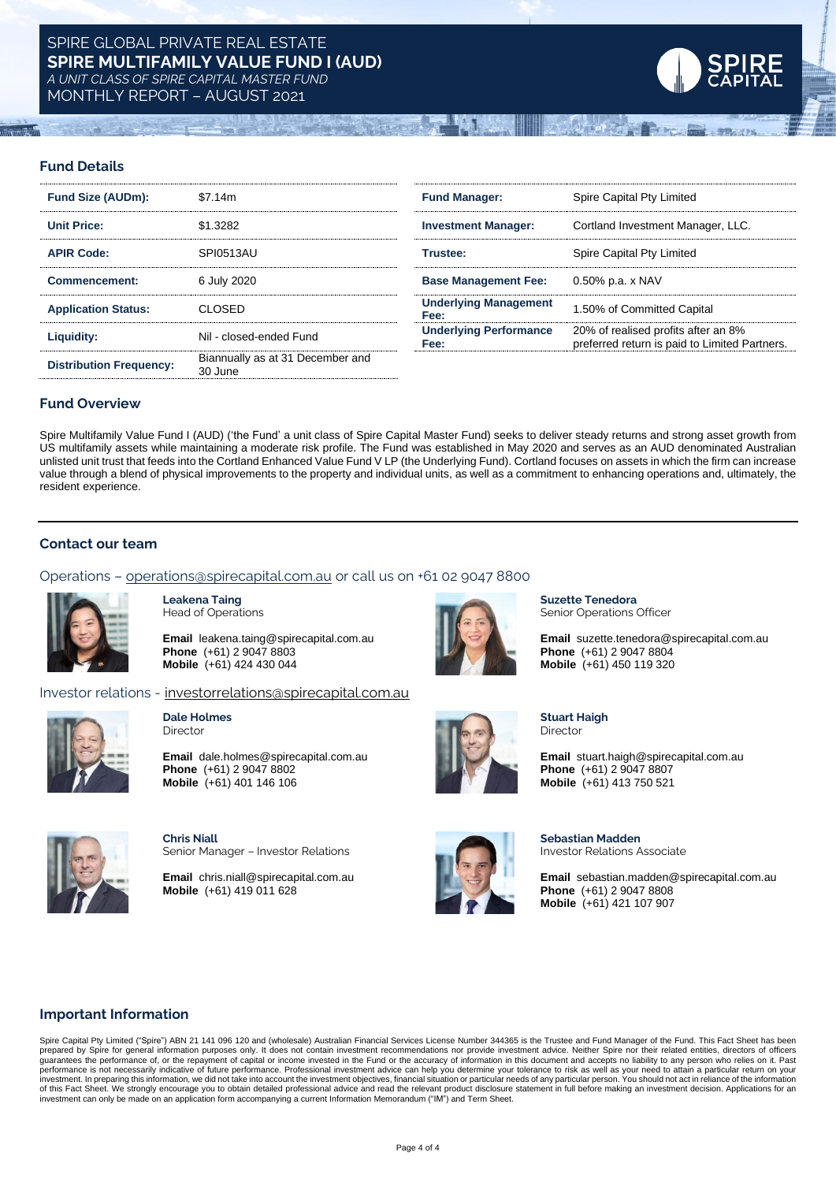SPIRE GLOBAL PRIVATE REAL ESTATE
# SPIRE MULTIFAMILY VALUE FUND I (AUD)
*A UNIT CLASS OF SPIRE CAPITAL MASTER FUND*
MONTHLY REPORT – AUGUST 2021

## Fund Details

| | |
|---|---|
| **Fund Size (AUDm):** | $7.14m |
| **Unit Price:** | $1.3282 |
| **APIR Code:** | SPI0513AU |
| **Commencement:** | 6 July 2020 |
| **Application Status:** | CLOSED |
| **Liquidity:** | Nil - closed-ended Fund |
| **Distribution Frequency:** | Biannually as at 31 December and 30 June |

| | |
|---|---|
| **Fund Manager:** | Spire Capital Pty Limited |
| **Investment Manager:** | Cortland Investment Manager, LLC. |
| **Trustee:** | Spire Capital Pty Limited |
| **Base Management Fee:** | 0.50% p.a. x NAV |
| **Underlying Management Fee:** | 1.50% of Committed Capital |
| **Underlying Performance Fee:** | 20% of realised profits after an 8% preferred return is paid to Limited Partners. |

## Fund Overview

Spire Multifamily Value Fund I (AUD) ('the Fund' a unit class of Spire Capital Master Fund) seeks to deliver steady returns and strong asset growth from US multifamily assets while maintaining a moderate risk profile. The Fund was established in May 2020 and serves as an AUD denominated Australian unlisted unit trust that feeds into the Cortland Enhanced Value Fund V LP (the Underlying Fund). Cortland focuses on assets in which the firm can increase value through a blend of physical improvements to the property and individual units, as well as a commitment to enhancing operations and, ultimately, the resident experience.

## Contact our team

Operations – operations@spirecapital.com.au or call us on +61 02 9047 8800

**Leakena Taing**
Head of Operations

**Email** leakena.taing@spirecapital.com.au
**Phone** (+61) 2 9047 8803
**Mobile** (+61) 424 430 044

**Suzette Tenedora**
Senior Operations Officer

**Email** suzette.tenedora@spirecapital.com.au
**Phone** (+61) 2 9047 8804
**Mobile** (+61) 450 119 320

Investor relations - investorrelations@spirecapital.com.au

**Dale Holmes**
Director

**Email** dale.holmes@spirecapital.com.au
**Phone** (+61) 2 9047 8802
**Mobile** (+61) 401 146 106

**Stuart Haigh**
Director

**Email** stuart.haigh@spirecapital.com.au
**Phone** (+61) 2 9047 8807
**Mobile** (+61) 413 750 521

**Chris Niall**
Senior Manager – Investor Relations

**Email** chris.niall@spirecapital.com.au
**Mobile** (+61) 419 011 628

**Sebastian Madden**
Investor Relations Associate

**Email** sebastian.madden@spirecapital.com.au
**Phone** (+61) 2 9047 8808
**Mobile** (+61) 421 107 907

## Important Information

Spire Capital Pty Limited ("Spire") ABN 21 141 096 120 and (wholesale) Australian Financial Services License Number 344365 is the Trustee and Fund Manager of the Fund. This Fact Sheet has been prepared by Spire for general information purposes only. It does not contain investment recommendations nor provide investment advice. Neither Spire nor their related entities, directors of officers guarantees the performance of, or the repayment of capital or income invested in the Fund or the accuracy of information in this document and accepts no liability to any person who relies on it. Past performance is not necessarily indicative of future performance. Professional investment advice can help you determine your tolerance to risk as well as your need to attain a particular return on your investment. In preparing this information, we did not take into account the investment objectives, financial situation or particular needs of any particular person. You should not act in reliance of the information of this Fact Sheet. We strongly encourage you to obtain detailed professional advice and read the relevant product disclosure statement in full before making an investment decision. Applications for an investment can only be made on an application form accompanying a current Information Memorandum ("IM") and Term Sheet.